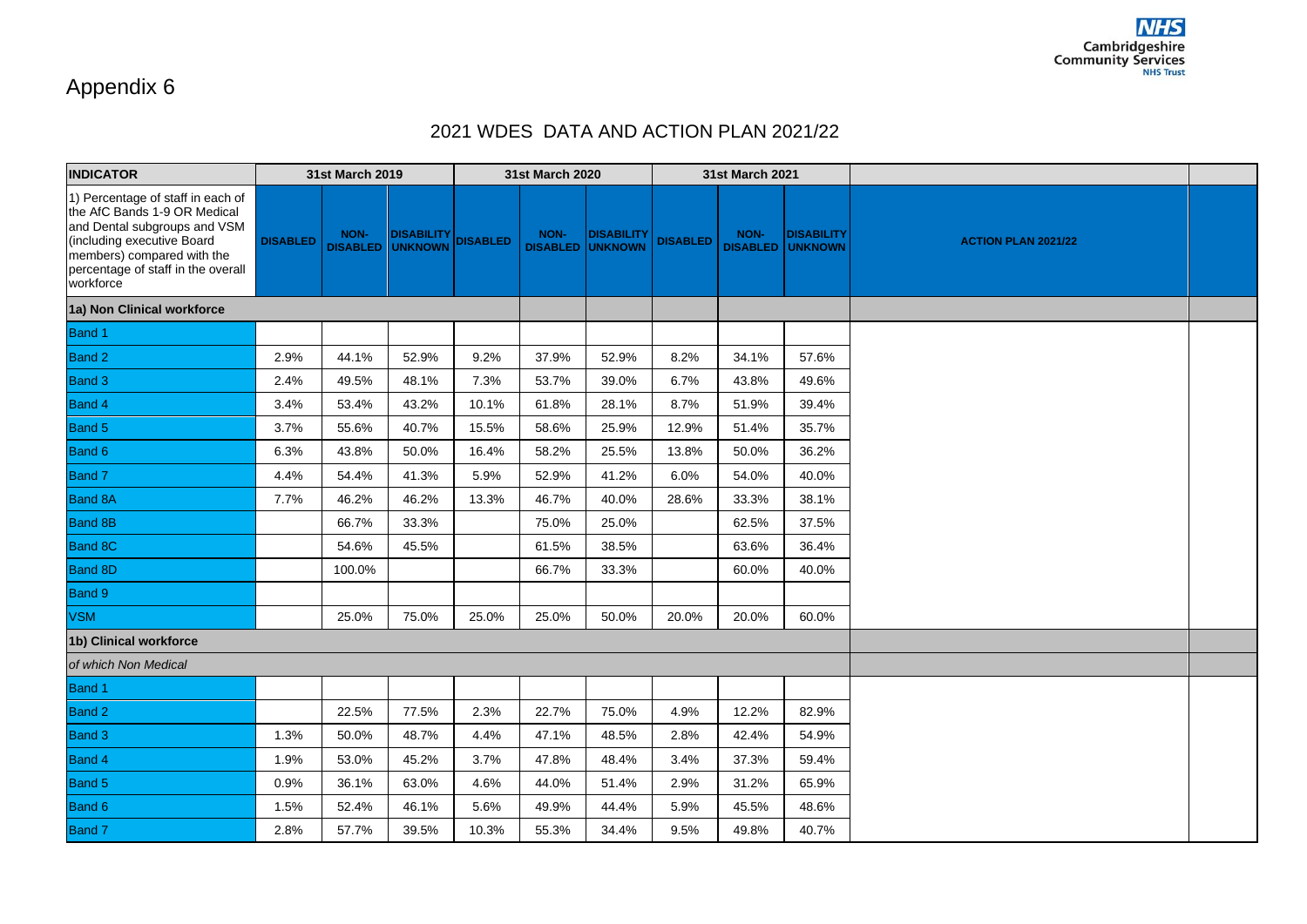Appendix 6

## 2021 WDES DATA AND ACTION PLAN 2021/22

| INDICATOR | 31st March 2019 | | | 31st March 2020 | | | 31st March 2021 | | | | |
|---|---|---|---|---|---|---|---|---|---|---|---|
| 1) Percentage of staff in each of the AfC Bands 1-9 OR Medical and Dental subgroups and VSM (including executive Board members) compared with the percentage of staff in the overall workforce | DISABLED | NON-DISABLED | DISABILITY UNKNOWN | DISABLED | NON-DISABLED | DISABILITY UNKNOWN | DISABLED | NON-DISABLED | DISABILITY UNKNOWN | ACTION PLAN 2021/22 | |
| **1a) Non Clinical workforce** | | | | | | | | | | | |
| Band 1 | | | | | | | | | | | |
| Band 2 | 2.9% | 44.1% | 52.9% | 9.2% | 37.9% | 52.9% | 8.2% | 34.1% | 57.6% | | |
| Band 3 | 2.4% | 49.5% | 48.1% | 7.3% | 53.7% | 39.0% | 6.7% | 43.8% | 49.6% | | |
| Band 4 | 3.4% | 53.4% | 43.2% | 10.1% | 61.8% | 28.1% | 8.7% | 51.9% | 39.4% | | |
| Band 5 | 3.7% | 55.6% | 40.7% | 15.5% | 58.6% | 25.9% | 12.9% | 51.4% | 35.7% | | |
| Band 6 | 6.3% | 43.8% | 50.0% | 16.4% | 58.2% | 25.5% | 13.8% | 50.0% | 36.2% | | |
| Band 7 | 4.4% | 54.4% | 41.3% | 5.9% | 52.9% | 41.2% | 6.0% | 54.0% | 40.0% | | |
| Band 8A | 7.7% | 46.2% | 46.2% | 13.3% | 46.7% | 40.0% | 28.6% | 33.3% | 38.1% | | |
| Band 8B | | 66.7% | 33.3% | | 75.0% | 25.0% | | 62.5% | 37.5% | | |
| Band 8C | | 54.6% | 45.5% | | 61.5% | 38.5% | | 63.6% | 36.4% | | |
| Band 8D | | 100.0% | | | 66.7% | 33.3% | | 60.0% | 40.0% | | |
| Band 9 | | | | | | | | | | | |
| VSM | | 25.0% | 75.0% | 25.0% | 25.0% | 50.0% | 20.0% | 20.0% | 60.0% | | |
| **1b) Clinical workforce** | | | | | | | | | | | |
| *of which Non Medical* | | | | | | | | | | | |
| Band 1 | | | | | | | | | | | |
| Band 2 | | 22.5% | 77.5% | 2.3% | 22.7% | 75.0% | 4.9% | 12.2% | 82.9% | | |
| Band 3 | 1.3% | 50.0% | 48.7% | 4.4% | 47.1% | 48.5% | 2.8% | 42.4% | 54.9% | | |
| Band 4 | 1.9% | 53.0% | 45.2% | 3.7% | 47.8% | 48.4% | 3.4% | 37.3% | 59.4% | | |
| Band 5 | 0.9% | 36.1% | 63.0% | 4.6% | 44.0% | 51.4% | 2.9% | 31.2% | 65.9% | | |
| Band 6 | 1.5% | 52.4% | 46.1% | 5.6% | 49.9% | 44.4% | 5.9% | 45.5% | 48.6% | | |
| Band 7 | 2.8% | 57.7% | 39.5% | 10.3% | 55.3% | 34.4% | 9.5% | 49.8% | 40.7% | | |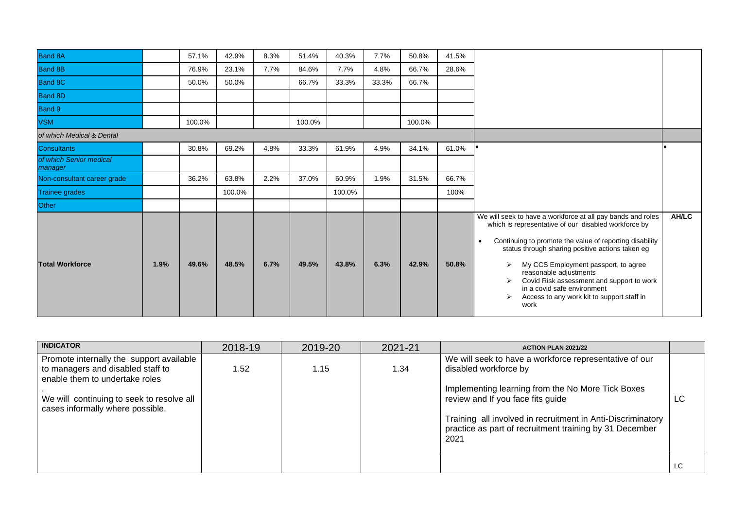| | | | | | | | | | | | |
|---|---|---|---|---|---|---|---|---|---|---|---|
| Band 8A | | 57.1% | 42.9% | 8.3% | 51.4% | 40.3% | 7.7% | 50.8% | 41.5% | | |
| Band 8B | | 76.9% | 23.1% | 7.7% | 84.6% | 7.7% | 4.8% | 66.7% | 28.6% | | |
| Band 8C | | 50.0% | 50.0% | | 66.7% | 33.3% | 33.3% | 66.7% | | | |
| Band 8D | | | | | | | | | | | |
| Band 9 | | | | | | | | | | | |
| VSM | | 100.0% | | | 100.0% | | | 100.0% | | | |
| *of which Medical & Dental* | | | | | | | | | | | |
| Consultants | | 30.8% | 69.2% | 4.8% | 33.3% | 61.9% | 4.9% | 34.1% | 61.0% | • | • |
| *of which Senior medical manager* | | | | | | | | | | | |
| Non-consultant career grade | | 36.2% | 63.8% | 2.2% | 37.0% | 60.9% | 1.9% | 31.5% | 66.7% | | |
| Trainee grades | | | 100.0% | | | 100.0% | | | 100% | | |
| Other | | | | | | | | | | | |
| **Total Workforce** | **1.9%** | **49.6%** | **48.5%** | **6.7%** | **49.5%** | **43.8%** | **6.3%** | **42.9%** | **50.8%** | We will seek to have a workforce at all pay bands and roles which is representative of our disabled workforce by<br>• Continuing to promote the value of reporting disability status through sharing positive actions taken eg<br>➢ My CCS Employment passport, to agree reasonable adjustments<br>➢ Covid Risk assessment and support to work in a covid safe environment<br>➢ Access to any work kit to support staff in work | **AH/LC** |

| **INDICATOR** | 2018-19 | 2019-20 | 2021-21 | **ACTION PLAN 2021/22** | |
|---|---|---|---|---|---|
| Promote internally the support available to managers and disabled staff to enable them to undertake roles<br>.<br>We will continuing to seek to resolve all cases informally where possible. | 1.52 | 1.15 | 1.34 | We will seek to have a workforce representative of our disabled workforce by<br><br>Implementing learning from the No More Tick Boxes review and If you face fits guide<br><br>Training all involved in recruitment in Anti-Discriminatory practice as part of recruitment training by 31 December 2021 | LC |
| | | | | | LC |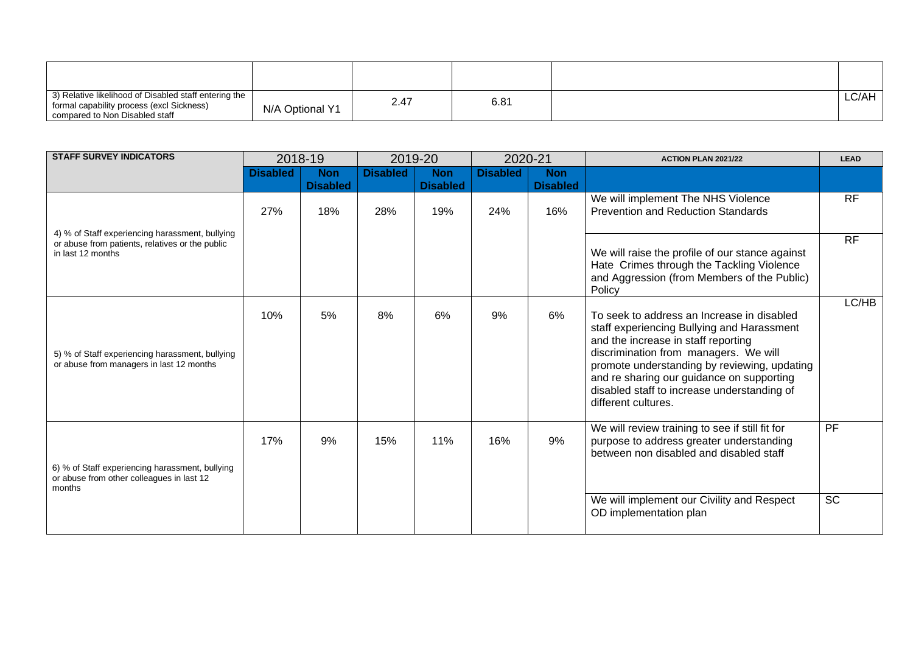| | | | | | |
|---|---|---|---|---|---|
| 3) Relative likelihood of Disabled staff entering the formal capability process (excl Sickness) compared to Non Disabled staff | N/A Optional Y1 | 2.47 | 6.81 | | LC/AH |

| STAFF SURVEY INDICATORS | 2018-19 | | 2019-20 | | 2020-21 | | ACTION PLAN 2021/22 | LEAD |
|---|---|---|---|---|---|---|---|---|
| | **Disabled** | **Non Disabled** | **Disabled** | **Non Disabled** | **Disabled** | **Non Disabled** | | |
| 4) % of Staff experiencing harassment, bullying or abuse from patients, relatives or the public in last 12 months | 27% | 18% | 28% | 19% | 24% | 16% | We will implement The NHS Violence Prevention and Reduction Standards | RF |
| | | | | | | | We will raise the profile of our stance against Hate Crimes through the Tackling Violence and Aggression (from Members of the Public) Policy | RF |
| 5) % of Staff experiencing harassment, bullying or abuse from managers in last 12 months | 10% | 5% | 8% | 6% | 9% | 6% | To seek to address an Increase in disabled staff experiencing Bullying and Harassment and the increase in staff reporting discrimination from managers. We will promote understanding by reviewing, updating and re sharing our guidance on supporting disabled staff to increase understanding of different cultures. | LC/HB |
| 6) % of Staff experiencing harassment, bullying or abuse from other colleagues in last 12 months | 17% | 9% | 15% | 11% | 16% | 9% | We will review training to see if still fit for purpose to address greater understanding between non disabled and disabled staff | PF |
| | | | | | | | We will implement our Civility and Respect OD implementation plan | SC |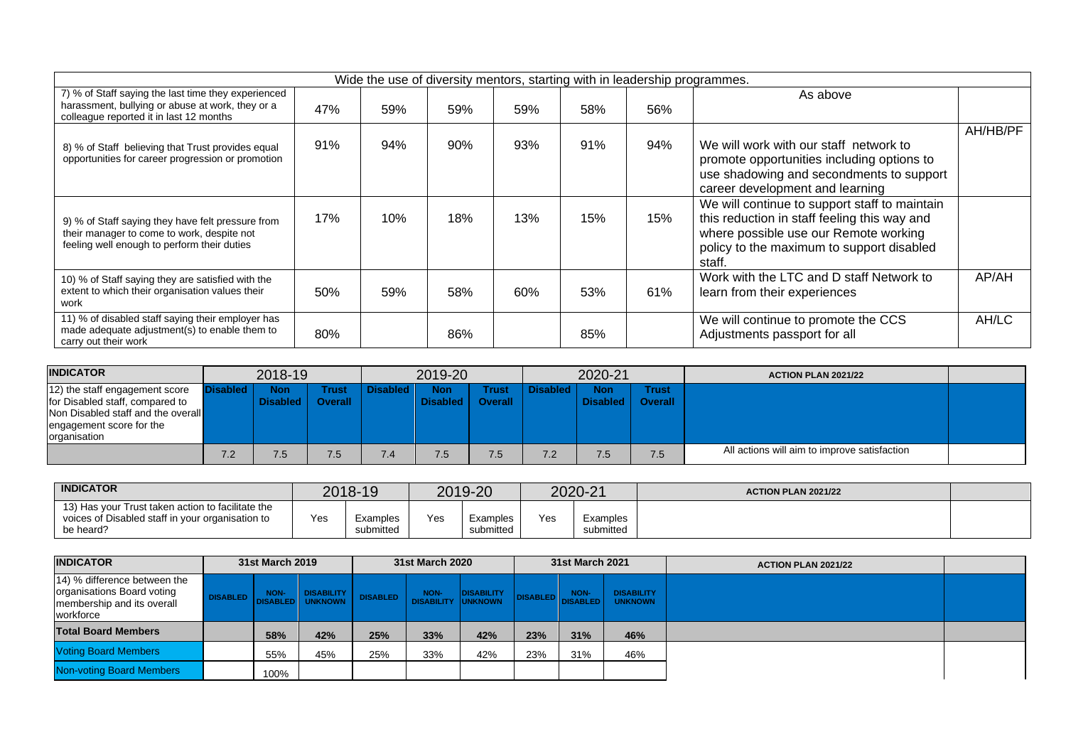| | | | | | | | | |
|---|---|---|---|---|---|---|---|---|
| Wide the use of diversity mentors, starting with in leadership programmes. | | | | | | | | |
| 7) % of Staff saying the last time they experienced harassment, bullying or abuse at work, they or a colleague reported it in last 12 months | 47% | 59% | 59% | 59% | 58% | 56% | As above | |
| 8) % of Staff believing that Trust provides equal opportunities for career progression or promotion | 91% | 94% | 90% | 93% | 91% | 94% | We will work with our staff network to promote opportunities including options to use shadowing and secondments to support career development and learning | AH/HB/PF |
| 9) % of Staff saying they have felt pressure from their manager to come to work, despite not feeling well enough to perform their duties | 17% | 10% | 18% | 13% | 15% | 15% | We will continue to support staff to maintain this reduction in staff feeling this way and where possible use our Remote working policy to the maximum to support disabled staff. | |
| 10) % of Staff saying they are satisfied with the extent to which their organisation values their work | 50% | 59% | 58% | 60% | 53% | 61% | Work with the LTC and D staff Network to learn from their experiences | AP/AH |
| 11) % of disabled staff saying their employer has made adequate adjustment(s) to enable them to carry out their work | 80% | | 86% | | 85% | | We will continue to promote the CCS Adjustments passport for all | AH/LC |

| INDICATOR | 2018-19 | | | 2019-20 | | | 2020-21 | | | ACTION PLAN 2021/22 | |
|---|---|---|---|---|---|---|---|---|---|---|---|
| 12) the staff engagement score for Disabled staff, compared to Non Disabled staff and the overall engagement score for the organisation | Disabled | Non Disabled | Trust Overall | Disabled | Non Disabled | Trust Overall | Disabled | Non Disabled | Trust Overall | | |
| | 7.2 | 7.5 | 7.5 | 7.4 | 7.5 | 7.5 | 7.2 | 7.5 | 7.5 | All actions will aim to improve satisfaction | |

| INDICATOR | 2018-19 | | 2019-20 | | 2020-21 | | ACTION PLAN 2021/22 | |
|---|---|---|---|---|---|---|---|---|
| 13) Has your Trust taken action to facilitate the voices of Disabled staff in your organisation to be heard? | Yes | Examples submitted | Yes | Examples submitted | Yes | Examples submitted | | |

| INDICATOR | 31st March 2019 | | | 31st March 2020 | | | 31st March 2021 | | | ACTION PLAN 2021/22 | |
|---|---|---|---|---|---|---|---|---|---|---|---|
| 14) % difference between the organisations Board voting membership and its overall workforce | DISABLED | NON-DISABLED | DISABILITY UNKNOWN | DISABLED | NON-DISABILITY | DISABILITY UNKNOWN | DISABLED | NON-DISABLED | DISABILITY UNKNOWN | | |
| **Total Board Members** | | **58%** | **42%** | **25%** | **33%** | **42%** | **23%** | **31%** | **46%** | | |
| Voting Board Members | | 55% | 45% | 25% | 33% | 42% | 23% | 31% | 46% | | |
| Non-voting Board Members | | 100% | | | | | | | | | |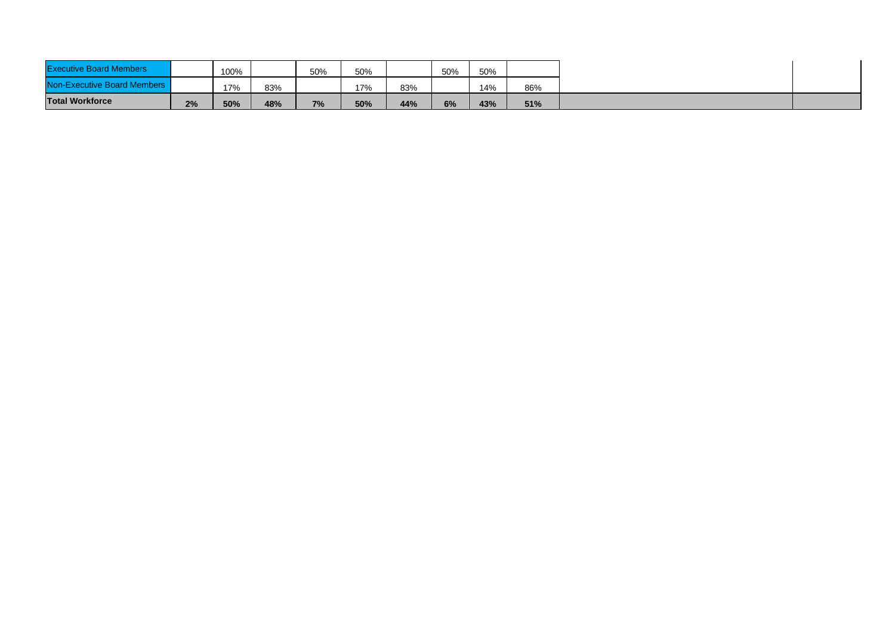| | | | | | | | | | | | |
|---|---|---|---|---|---|---|---|---|---|---|---|
| Executive Board Members | | 100% | | 50% | 50% | | 50% | 50% | | | |
| Non-Executive Board Members | | 17% | 83% | | 17% | 83% | | 14% | 86% | | |
| **Total Workforce** | **2%** | **50%** | **48%** | **7%** | **50%** | **44%** | **6%** | **43%** | **51%** | | |